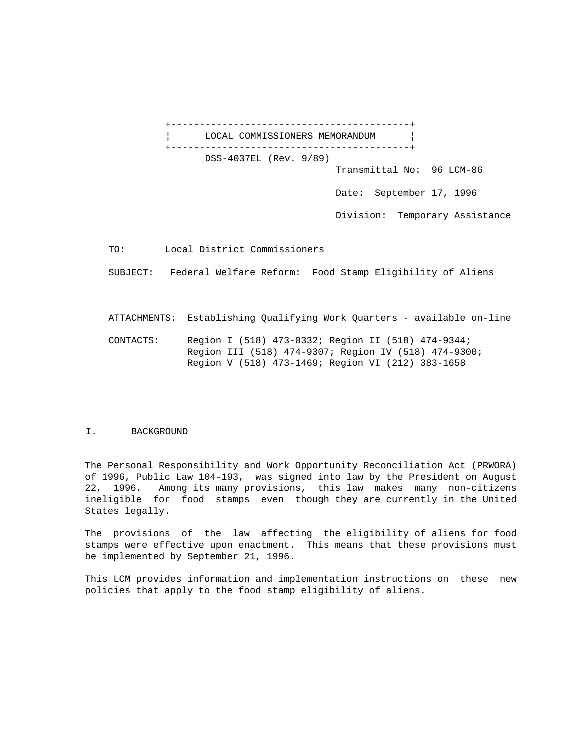**LOCAL COMMISSIONERS MEMORANDUM**

DSS-4037EL (Rev. 9/89)

Transmittal No: 96 LCM-86

Date: September 17, 1996

Division: Temporary Assistance

TO: Local District Commissioners

SUBJECT: Federal Welfare Reform: Food Stamp Eligibility of Aliens

ATTACHMENTS: Establishing Qualifying Work Quarters - available on-line

CONTACTS: Region I (518) 473-0332; Region II (518) 474-9344; Region III (518) 474-9307; Region IV (518) 474-9300; Region V (518) 473-1469; Region VI (212) 383-1658

## I. BACKGROUND

The Personal Responsibility and Work Opportunity Reconciliation Act (PRWORA) of 1996, Public Law 104-193, was signed into law by the President on August 22, 1996. Among its many provisions, this law makes many non-citizens ineligible for food stamps even though they are currently in the United States legally.

The provisions of the law affecting the eligibility of aliens for food stamps were effective upon enactment. This means that these provisions must be implemented by September 21, 1996.

This LCM provides information and implementation instructions on these new policies that apply to the food stamp eligibility of aliens.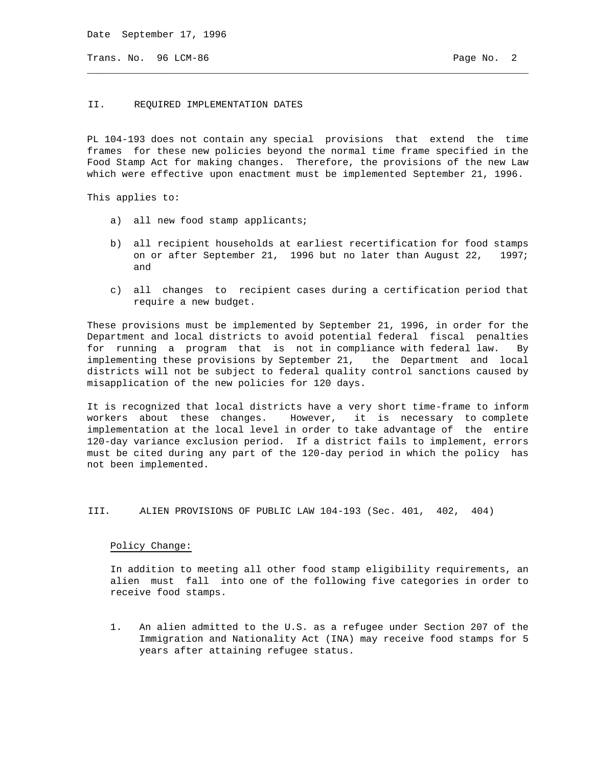## II. REQUIRED IMPLEMENTATION DATES

PL 104-193 does not contain any special provisions that extend the time frames for these new policies beyond the normal time frame specified in the Food Stamp Act for making changes. Therefore, the provisions of the new Law which were effective upon enactment must be implemented September 21, 1996.

This applies to:

a) all new food stamp applicants;

b) all recipient households at earliest recertification for food stamps on or after September 21, 1996 but no later than August 22, 1997; and

c) all changes to recipient cases during a certification period that require a new budget.

These provisions must be implemented by September 21, 1996, in order for the Department and local districts to avoid potential federal fiscal penalties for running a program that is not in compliance with federal law. By implementing these provisions by September 21, the Department and local districts will not be subject to federal quality control sanctions caused by misapplication of the new policies for 120 days.

It is recognized that local districts have a very short time-frame to inform workers about these changes. However, it is necessary to complete implementation at the local level in order to take advantage of the entire 120-day variance exclusion period. If a district fails to implement, errors must be cited during any part of the 120-day period in which the policy has not been implemented.

## III. ALIEN PROVISIONS OF PUBLIC LAW 104-193 (Sec. 401, 402, 404)

Policy Change:

In addition to meeting all other food stamp eligibility requirements, an alien must fall into one of the following five categories in order to receive food stamps.

1. An alien admitted to the U.S. as a refugee under Section 207 of the Immigration and Nationality Act (INA) may receive food stamps for 5 years after attaining refugee status.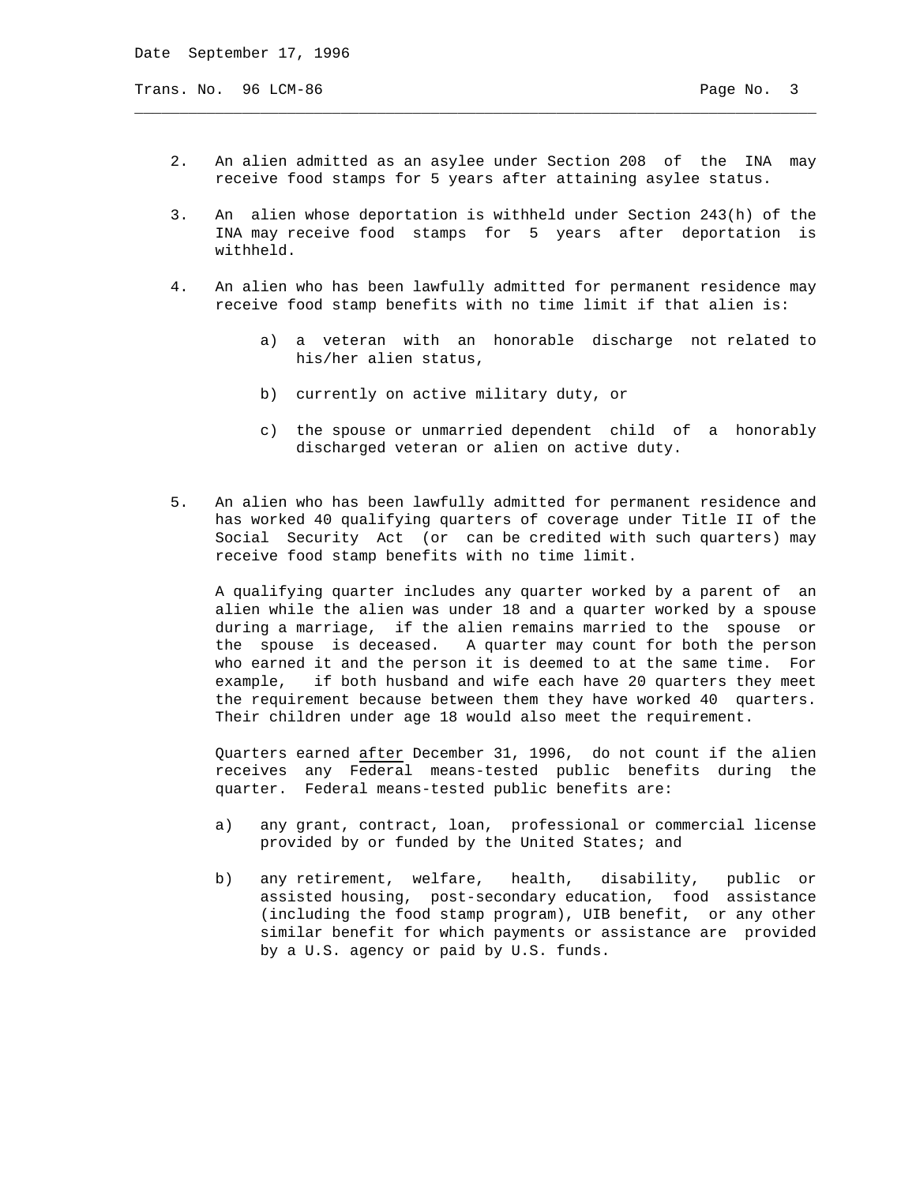2. An alien admitted as an asylee under Section 208 of the INA may receive food stamps for 5 years after attaining asylee status.

3. An alien whose deportation is withheld under Section 243(h) of the INA may receive food stamps for 5 years after deportation is withheld.

4. An alien who has been lawfully admitted for permanent residence may receive food stamp benefits with no time limit if that alien is:

   a) a veteran with an honorable discharge not related to his/her alien status,

   b) currently on active military duty, or

   c) the spouse or unmarried dependent child of a honorably discharged veteran or alien on active duty.

5. An alien who has been lawfully admitted for permanent residence and has worked 40 qualifying quarters of coverage under Title II of the Social Security Act (or can be credited with such quarters) may receive food stamp benefits with no time limit.

   A qualifying quarter includes any quarter worked by a parent of an alien while the alien was under 18 and a quarter worked by a spouse during a marriage, if the alien remains married to the spouse or the spouse is deceased. A quarter may count for both the person who earned it and the person it is deemed to at the same time. For example, if both husband and wife each have 20 quarters they meet the requirement because between them they have worked 40 quarters. Their children under age 18 would also meet the requirement.

   Quarters earned <u>after</u> December 31, 1996, do not count if the alien receives any Federal means-tested public benefits during the quarter. Federal means-tested public benefits are:

   a) any grant, contract, loan, professional or commercial license provided by or funded by the United States; and

   b) any retirement, welfare, health, disability, public or assisted housing, post-secondary education, food assistance (including the food stamp program), UIB benefit, or any other similar benefit for which payments or assistance are provided by a U.S. agency or paid by U.S. funds.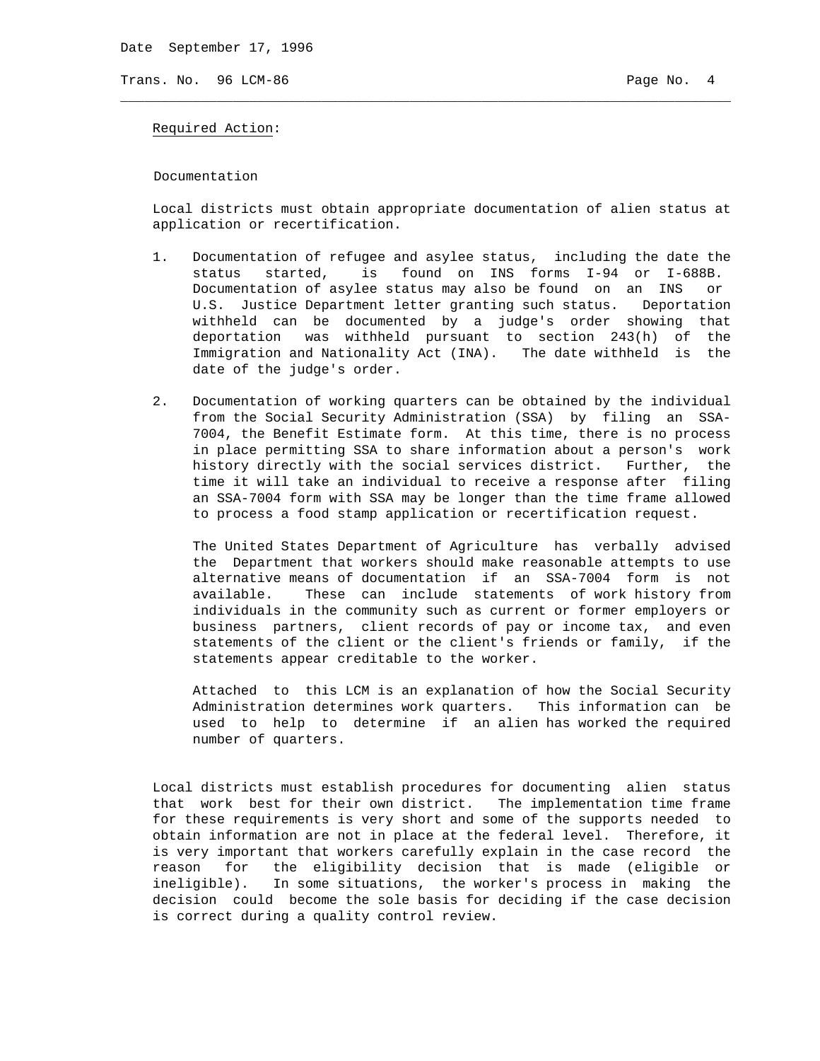Required Action:

Documentation

Local districts must obtain appropriate documentation of alien status at application or recertification.

1. Documentation of refugee and asylee status, including the date the status started, is found on INS forms I-94 or I-688B. Documentation of asylee status may also be found on an INS or U.S. Justice Department letter granting such status. Deportation withheld can be documented by a judge's order showing that deportation was withheld pursuant to section 243(h) of the Immigration and Nationality Act (INA). The date withheld is the date of the judge's order.

2. Documentation of working quarters can be obtained by the individual from the Social Security Administration (SSA) by filing an SSA-7004, the Benefit Estimate form. At this time, there is no process in place permitting SSA to share information about a person's work history directly with the social services district. Further, the time it will take an individual to receive a response after filing an SSA-7004 form with SSA may be longer than the time frame allowed to process a food stamp application or recertification request.

   The United States Department of Agriculture has verbally advised the Department that workers should make reasonable attempts to use alternative means of documentation if an SSA-7004 form is not available. These can include statements of work history from individuals in the community such as current or former employers or business partners, client records of pay or income tax, and even statements of the client or the client's friends or family, if the statements appear creditable to the worker.

   Attached to this LCM is an explanation of how the Social Security Administration determines work quarters. This information can be used to help to determine if an alien has worked the required number of quarters.

Local districts must establish procedures for documenting alien status that work best for their own district. The implementation time frame for these requirements is very short and some of the supports needed to obtain information are not in place at the federal level. Therefore, it is very important that workers carefully explain in the case record the reason for the eligibility decision that is made (eligible or ineligible). In some situations, the worker's process in making the decision could become the sole basis for deciding if the case decision is correct during a quality control review.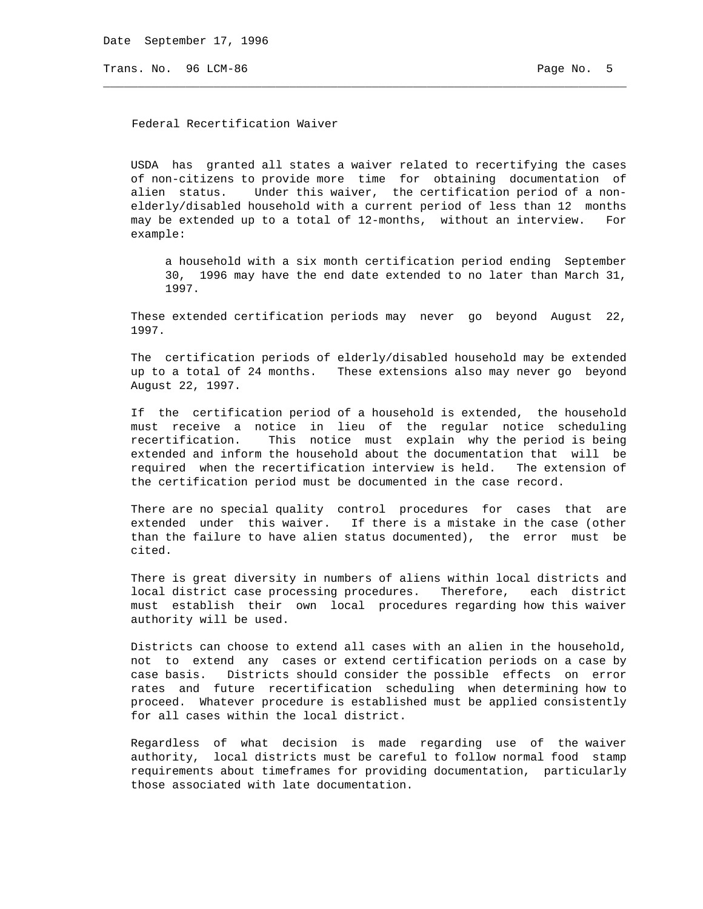## Federal Recertification Waiver

USDA has granted all states a waiver related to recertifying the cases of non-citizens to provide more time for obtaining documentation of alien status. Under this waiver, the certification period of a non-elderly/disabled household with a current period of less than 12 months may be extended up to a total of 12-months, without an interview. For example:

> a household with a six month certification period ending September 30, 1996 may have the end date extended to no later than March 31, 1997.

These extended certification periods may never go beyond August 22, 1997.

The certification periods of elderly/disabled household may be extended up to a total of 24 months. These extensions also may never go beyond August 22, 1997.

If the certification period of a household is extended, the household must receive a notice in lieu of the regular notice scheduling recertification. This notice must explain why the period is being extended and inform the household about the documentation that will be required when the recertification interview is held. The extension of the certification period must be documented in the case record.

There are no special quality control procedures for cases that are extended under this waiver. If there is a mistake in the case (other than the failure to have alien status documented), the error must be cited.

There is great diversity in numbers of aliens within local districts and local district case processing procedures. Therefore, each district must establish their own local procedures regarding how this waiver authority will be used.

Districts can choose to extend all cases with an alien in the household, not to extend any cases or extend certification periods on a case by case basis. Districts should consider the possible effects on error rates and future recertification scheduling when determining how to proceed. Whatever procedure is established must be applied consistently for all cases within the local district.

Regardless of what decision is made regarding use of the waiver authority, local districts must be careful to follow normal food stamp requirements about timeframes for providing documentation, particularly those associated with late documentation.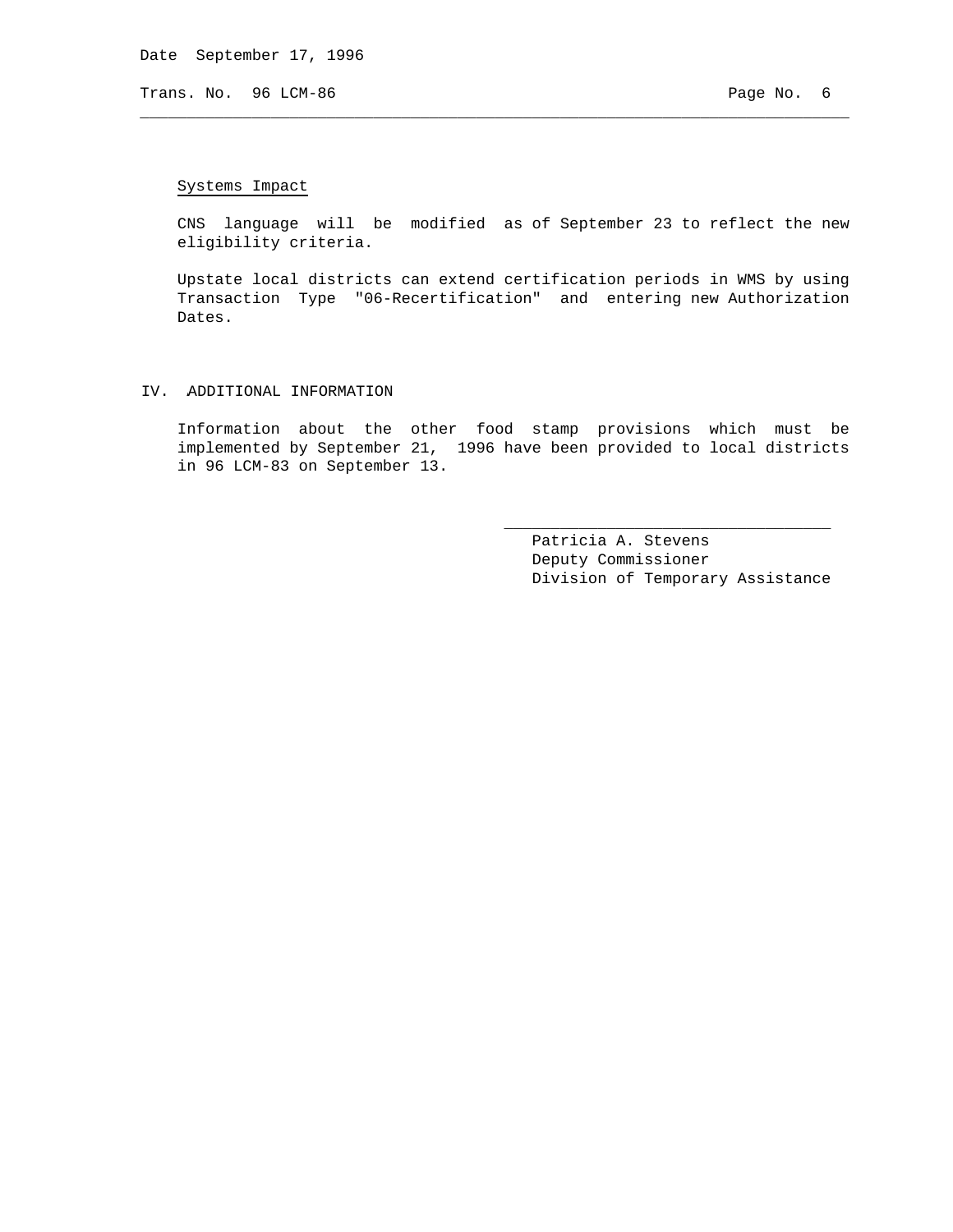Systems Impact

CNS language will be modified as of September 23 to reflect the new eligibility criteria.

Upstate local districts can extend certification periods in WMS by using Transaction Type "06-Recertification" and entering new Authorization Dates.

## IV. ADDITIONAL INFORMATION

Information about the other food stamp provisions which must be implemented by September 21, 1996 have been provided to local districts in 96 LCM-83 on September 13.

Patricia A. Stevens
Deputy Commissioner
Division of Temporary Assistance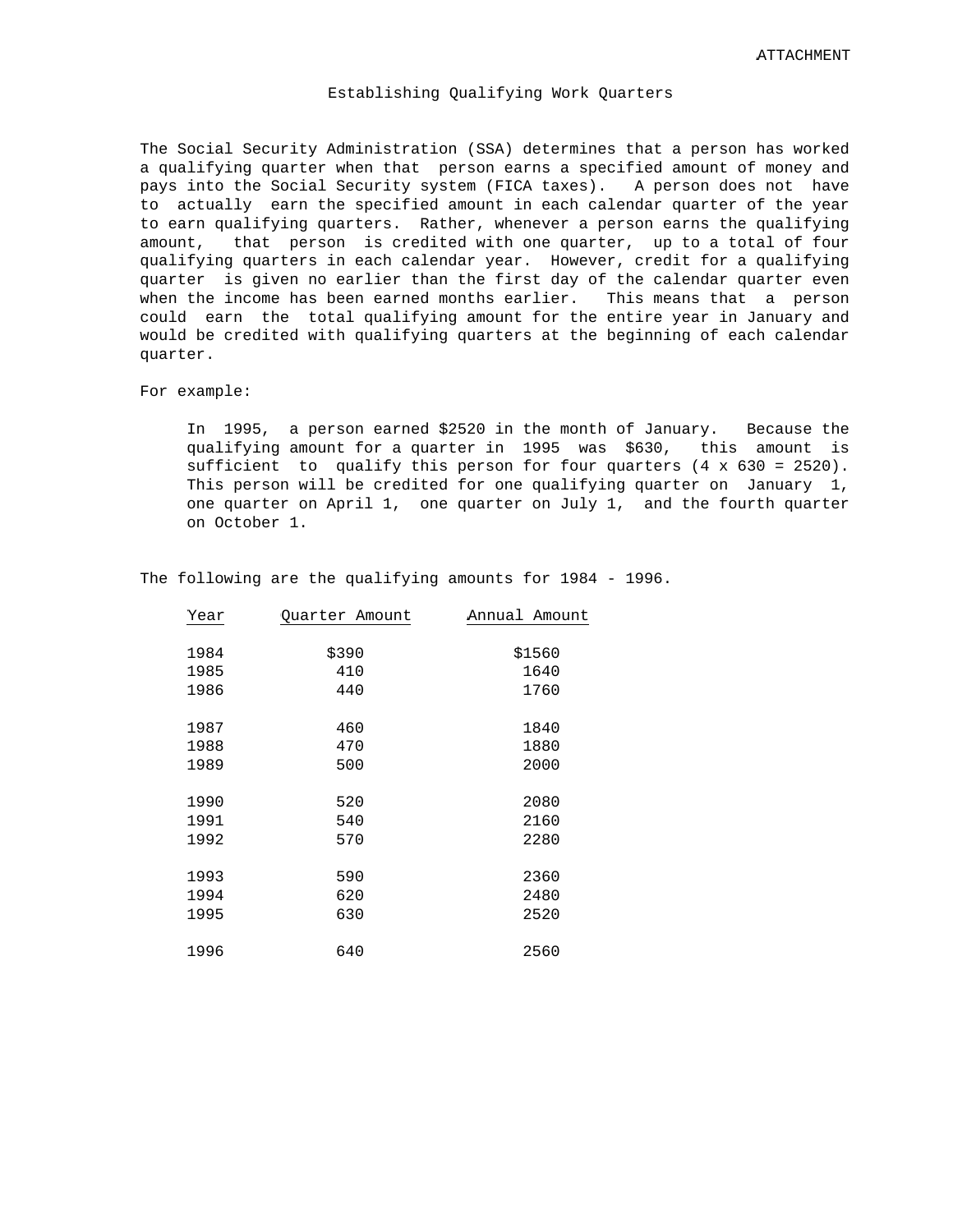ATTACHMENT

## Establishing Qualifying Work Quarters

The Social Security Administration (SSA) determines that a person has worked a qualifying quarter when that person earns a specified amount of money and pays into the Social Security system (FICA taxes). A person does not have to actually earn the specified amount in each calendar quarter of the year to earn qualifying quarters. Rather, whenever a person earns the qualifying amount, that person is credited with one quarter, up to a total of four qualifying quarters in each calendar year. However, credit for a qualifying quarter is given no earlier than the first day of the calendar quarter even when the income has been earned months earlier. This means that a person could earn the total qualifying amount for the entire year in January and would be credited with qualifying quarters at the beginning of each calendar quarter.

For example:

> In 1995, a person earned $2520 in the month of January. Because the qualifying amount for a quarter in 1995 was $630, this amount is sufficient to qualify this person for four quarters (4 x 630 = 2520). This person will be credited for one qualifying quarter on January 1, one quarter on April 1, one quarter on July 1, and the fourth quarter on October 1.

The following are the qualifying amounts for 1984 - 1996.

| Year | Quarter Amount | Annual Amount |
|---|---|---|
| 1984 | $390 | $1560 |
| 1985 | 410 | 1640 |
| 1986 | 440 | 1760 |
| 1987 | 460 | 1840 |
| 1988 | 470 | 1880 |
| 1989 | 500 | 2000 |
| 1990 | 520 | 2080 |
| 1991 | 540 | 2160 |
| 1992 | 570 | 2280 |
| 1993 | 590 | 2360 |
| 1994 | 620 | 2480 |
| 1995 | 630 | 2520 |
| 1996 | 640 | 2560 |